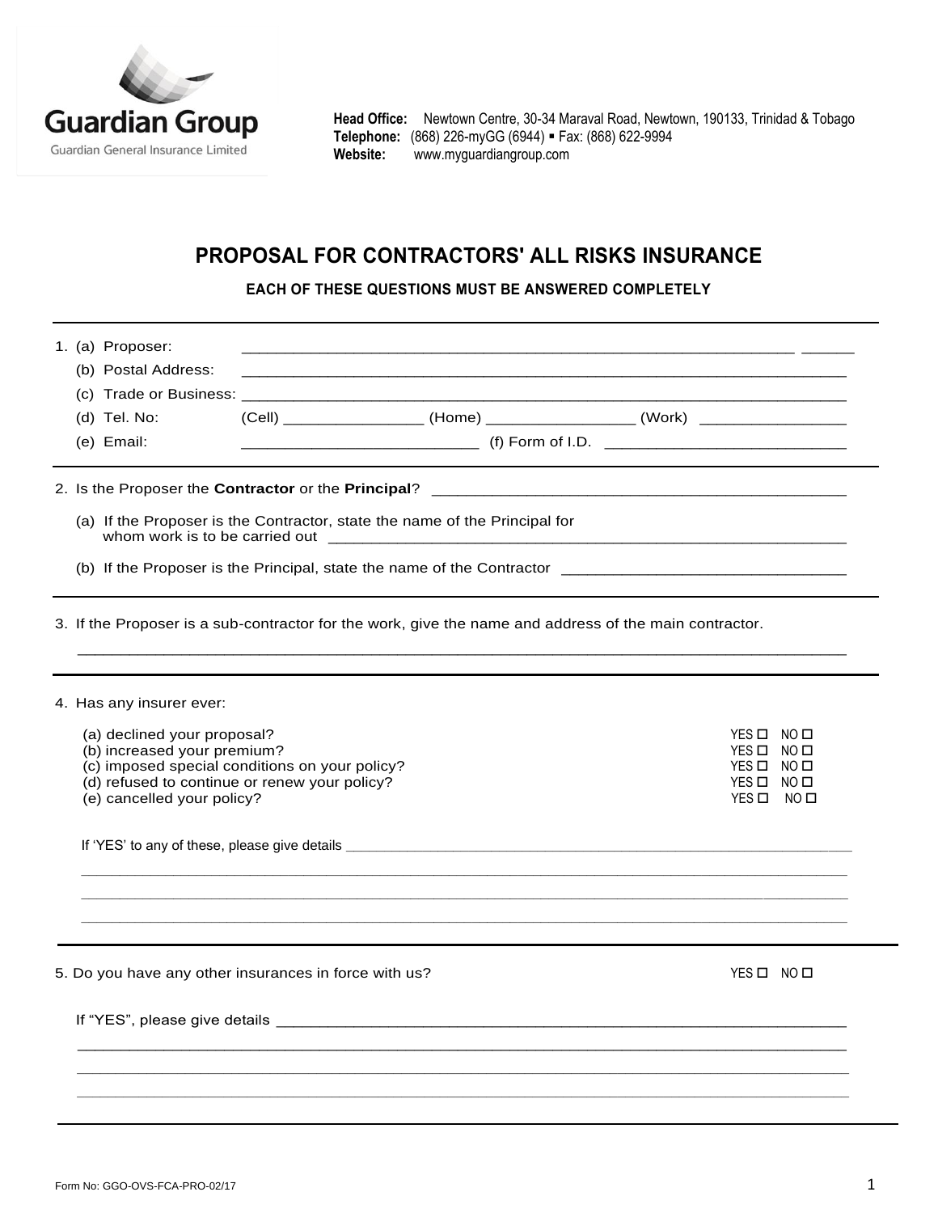**Guardian Group**

Guardian General Insurance Limited

**Head Office:** Newtown Centre, 30-34 Maraval Road, Newtown, 190133, Trinidad & Tobago
**Telephone:** (868) 226-myGG (6944) ▪ Fax: (868) 622-9994
**Website:** www.myguardiangroup.com

# PROPOSAL FOR CONTRACTORS' ALL RISKS INSURANCE

**EACH OF THESE QUESTIONS MUST BE ANSWERED COMPLETELY**

---

1. (a) Proposer: ______________________________________________
   (b) Postal Address: ______________________________________________
   (c) Trade or Business: ______________________________________________
   (d) Tel. No: (Cell) ________________ (Home) ________________ (Work) ________________
   (e) Email: __________________________ (f) Form of I.D. __________________________

---

2. Is the Proposer the **Contractor** or the **Principal**? ______________________________________________

   (a) If the Proposer is the Contractor, state the name of the Principal for whom work is to be carried out ______________________________________________

   (b) If the Proposer is the Principal, state the name of the Contractor ________________________________

---

3. If the Proposer is a sub-contractor for the work, give the name and address of the main contractor.

   ______________________________________________

---

4. Has any insurer ever:

   (a) declined your proposal? YES ☐ NO ☐
   (b) increased your premium? YES ☐ NO ☐
   (c) imposed special conditions on your policy? YES ☐ NO ☐
   (d) refused to continue or renew your policy? YES ☐ NO ☐
   (e) cancelled your policy? YES ☐ NO ☐

   If 'YES' to any of these, please give details ______________________________________________

   ______________________________________________
   ______________________________________________
   ______________________________________________

---

5. Do you have any other insurances in force with us? YES ☐ NO ☐

   If "YES", please give details ______________________________________________

   ______________________________________________
   ______________________________________________
   ______________________________________________

---

Form No: GGO-OVS-FCA-PRO-02/17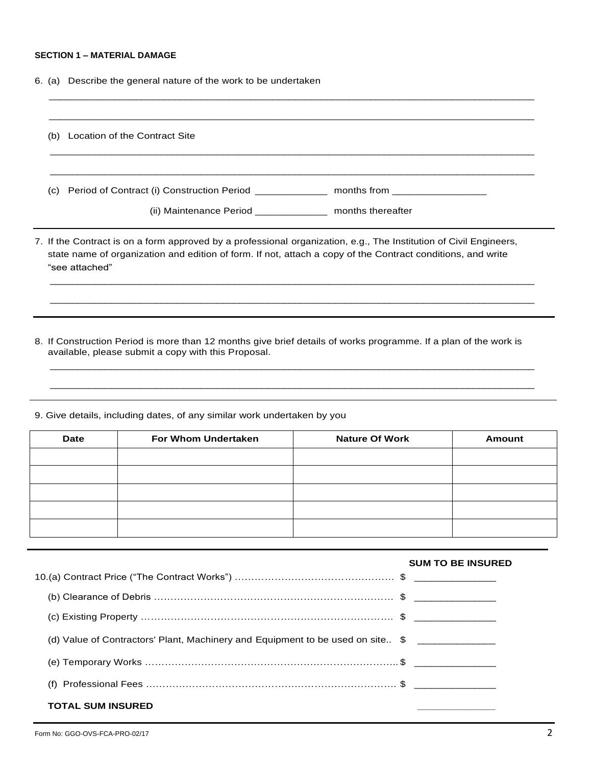**SECTION 1 – MATERIAL DAMAGE**

6. (a) Describe the general nature of the work to be undertaken

_______________________________________________________________________________

_______________________________________________________________________________

(b) Location of the Contract Site

_______________________________________________________________________________

_______________________________________________________________________________

(c) Period of Contract (i) Construction Period ____________ months from ________________

(ii) Maintenance Period ____________ months thereafter

7. If the Contract is on a form approved by a professional organization, e.g., The Institution of Civil Engineers, state name of organization and edition of form. If not, attach a copy of the Contract conditions, and write "see attached"

_______________________________________________________________________________

_______________________________________________________________________________

8. If Construction Period is more than 12 months give brief details of works programme. If a plan of the work is available, please submit a copy with this Proposal.

_______________________________________________________________________________

_______________________________________________________________________________

9. Give details, including dates, of any similar work undertaken by you

| Date | For Whom Undertaken | Nature Of Work | Amount |
|---|---|---|---|
| | | | |
| | | | |
| | | | |
| | | | |
| | | | |

| | SUM TO BE INSURED |
|---|---|
| 10.(a) Contract Price ("The Contract Works") ………………………………………… | $ ____________ |
| (b) Clearance of Debris ……………………………………………………………… | $ ____________ |
| (c) Existing Property ………………………………………………………………… | $ ____________ |
| (d) Value of Contractors' Plant, Machinery and Equipment to be used on site.. | $ ____________ |
| (e) Temporary Works ………………………………………………………………… | $ ____________ |
| (f) Professional Fees ………………………………………………………………… | $ ____________ |
| **TOTAL SUM INSURED** | ____________ |

Form No: GGO-OVS-FCA-PRO-02/17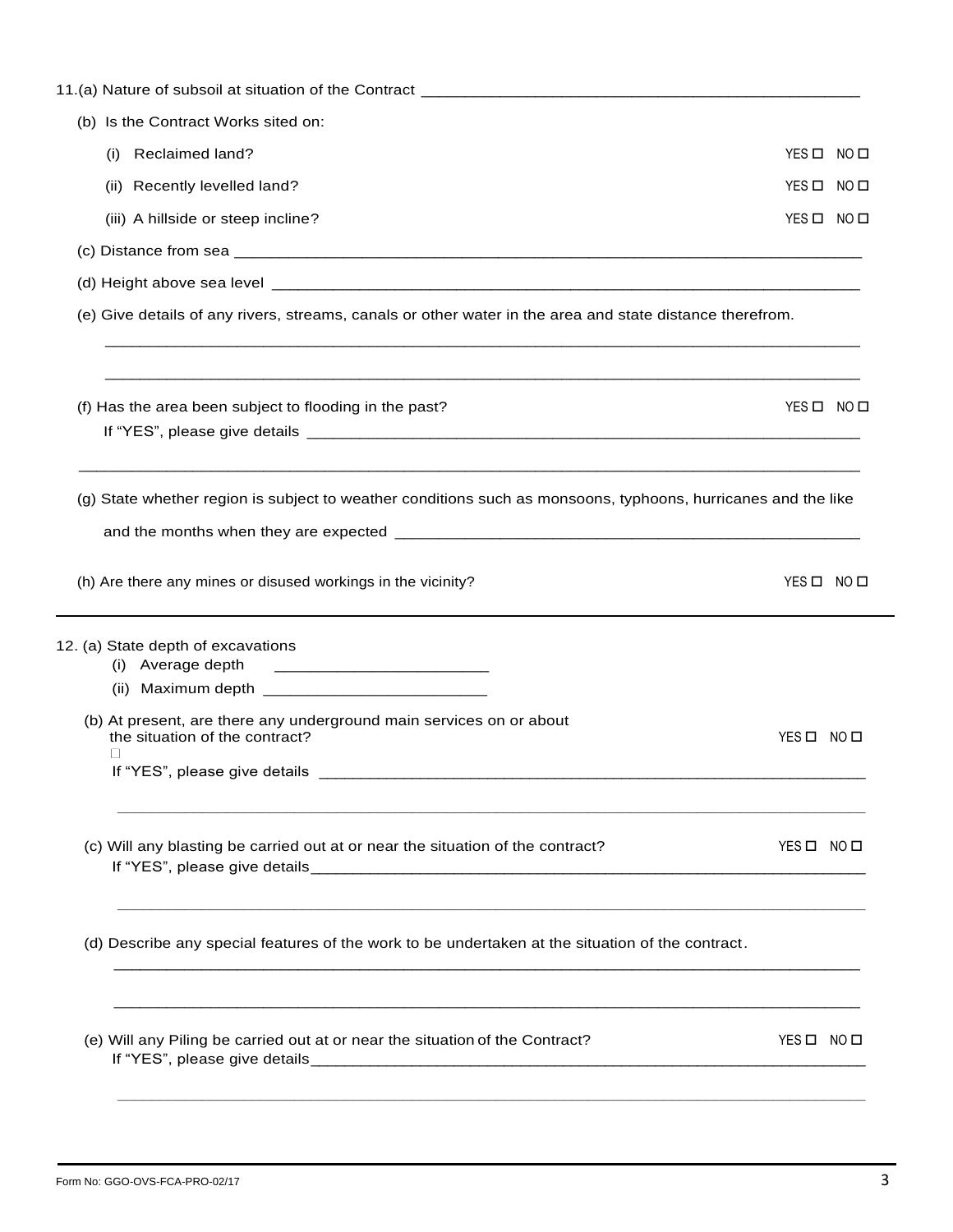11.(a) Nature of subsoil at situation of the Contract ______________________________________________

(b) Is the Contract Works sited on:

(i) Reclaimed land? YES ☐ NO ☐

(ii) Recently levelled land? YES ☐ NO ☐

(iii) A hillside or steep incline? YES ☐ NO ☐

(c) Distance from sea ______________________________________________________________________

(d) Height above sea level __________________________________________________________________

(e) Give details of any rivers, streams, canals or other water in the area and state distance therefrom.

______________________________________________________________________________________

______________________________________________________________________________________

(f) Has the area been subject to flooding in the past? YES ☐ NO ☐

If "YES", please give details _________________________________________________________________

______________________________________________________________________________________

(g) State whether region is subject to weather conditions such as monsoons, typhoons, hurricanes and the like and the months when they are expected ____________________________________________________

(h) Are there any mines or disused workings in the vicinity? YES ☐ NO ☐

---

12. (a) State depth of excavations

(i) Average depth ________________________

(ii) Maximum depth ________________________

(b) At present, are there any underground main services on or about the situation of the contract? YES ☐ NO ☐

☐

If "YES", please give details _________________________________________________________________

______________________________________________________________________________________

(c) Will any blasting be carried out at or near the situation of the contract? YES ☐ NO ☐

If "YES", please give details_________________________________________________________________

______________________________________________________________________________________

(d) Describe any special features of the work to be undertaken at the situation of the contract.

______________________________________________________________________________________

______________________________________________________________________________________

(e) Will any Piling be carried out at or near the situation of the Contract? YES ☐ NO ☐

If "YES", please give details_________________________________________________________________

______________________________________________________________________________________

Form No: GGO-OVS-FCA-PRO-02/17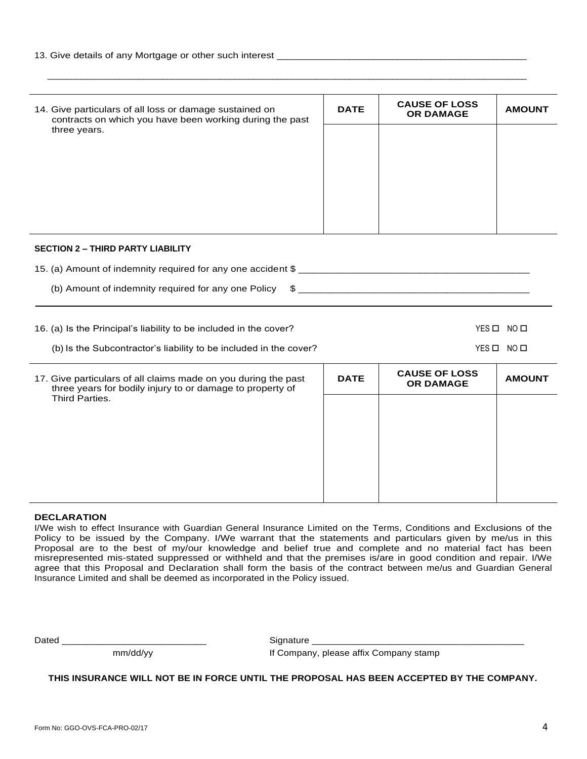13. Give details of any Mortgage or other such interest ____________________________________________

____________________________________________________________________________________________

| 14. Give particulars of all loss or damage sustained on contracts on which you have been working during the past three years. | DATE | CAUSE OF LOSS OR DAMAGE | AMOUNT |
|---|---|---|---|
| | | | |

**SECTION 2 – THIRD PARTY LIABILITY**

15. (a) Amount of indemnity required for any one accident $ ____________________________________________

(b) Amount of indemnity required for any one Policy $ ____________________________________________

16. (a) Is the Principal's liability to be included in the cover? YES ☐ NO ☐

(b) Is the Subcontractor's liability to be included in the cover? YES ☐ NO ☐

| 17. Give particulars of all claims made on you during the past three years for bodily injury to or damage to property of Third Parties. | DATE | CAUSE OF LOSS OR DAMAGE | AMOUNT |
|---|---|---|---|
| | | | |

**DECLARATION**

I/We wish to effect Insurance with Guardian General Insurance Limited on the Terms, Conditions and Exclusions of the Policy to be issued by the Company. I/We warrant that the statements and particulars given by me/us in this Proposal are to the best of my/our knowledge and belief true and complete and no material fact has been misrepresented mis-stated suppressed or withheld and that the premises is/are in good condition and repair. I/We agree that this Proposal and Declaration shall form the basis of the contract between me/us and Guardian General Insurance Limited and shall be deemed as incorporated in the Policy issued.

Dated ____________________________ Signature __________________________________________

mm/dd/yy If Company, please affix Company stamp

**THIS INSURANCE WILL NOT BE IN FORCE UNTIL THE PROPOSAL HAS BEEN ACCEPTED BY THE COMPANY.**

Form No: GGO-OVS-FCA-PRO-02/17